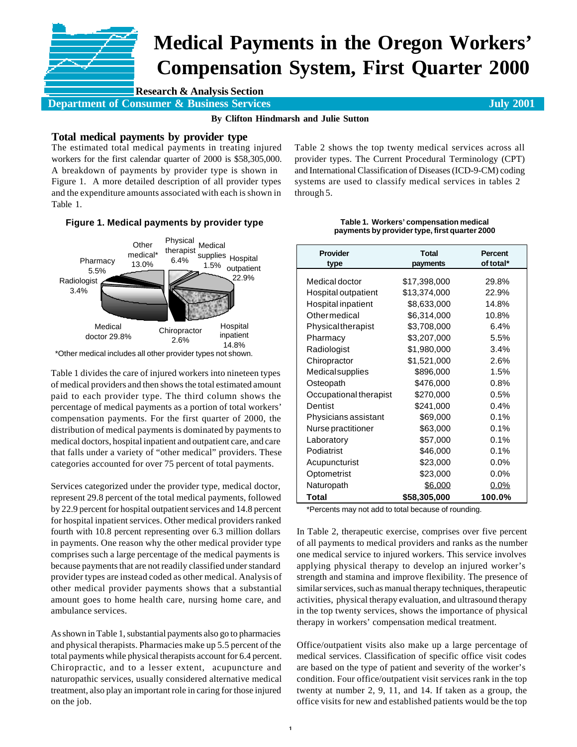# Medical Payments in the Oregon Workers' Compensation System, First Quarter 2000

**Research & Analysis Section**

**Department of Consumer & Business Services** **July 2001**

**By Clifton Hindmarsh and Julie Sutton**

## Total medical payments by provider type

The estimated total medical payments in treating injured workers for the first calendar quarter of 2000 is $58,305,000. A breakdown of payments by provider type is shown in Figure 1. A more detailed description of all provider types and the expenditure amounts associated with each is shown in Table 1.

**Figure 1. Medical payments by provider type**

Medical doctor 29.8%; Hospital outpatient 22.9%; Hospital inpatient 14.8%; Other medical* 13.0%; Physical therapist 6.4%; Pharmacy 5.5%; Radiologist 3.4%; Chiropractor 2.6%; Medical supplies 1.5%

*Other medical includes all other provider types not shown.

Table 1 divides the care of injured workers into nineteen types of medical providers and then shows the total estimated amount paid to each provider type. The third column shows the percentage of medical payments as a portion of total workers' compensation payments. For the first quarter of 2000, the distribution of medical payments is dominated by payments to medical doctors, hospital inpatient and outpatient care, and care that falls under a variety of "other medical" providers. These categories accounted for over 75 percent of total payments.

Services categorized under the provider type, medical doctor, represent 29.8 percent of the total medical payments, followed by 22.9 percent for hospital outpatient services and 14.8 percent for hospital inpatient services. Other medical providers ranked fourth with 10.8 percent representing over 6.3 million dollars in payments. One reason why the other medical provider type comprises such a large percentage of the medical payments is because payments that are not readily classified under standard provider types are instead coded as other medical. Analysis of other medical provider payments shows that a substantial amount goes to home health care, nursing home care, and ambulance services.

As shown in Table 1, substantial payments also go to pharmacies and physical therapists. Pharmacies make up 5.5 percent of the total payments while physical therapists account for 6.4 percent. Chiropractic, and to a lesser extent, acupuncture and naturopathic services, usually considered alternative medical treatment, also play an important role in caring for those injured on the job.

Table 2 shows the top twenty medical services across all provider types. The Current Procedural Terminology (CPT) and International Classification of Diseases (ICD-9-CM) coding systems are used to classify medical services in tables 2 through 5.

**Table 1. Workers' compensation medical payments by provider type, first quarter 2000**

| Provider type | Total payments | Percent of total* |
|---|---|---|
| Medical doctor | $17,398,000 | 29.8% |
| Hospital outpatient | $13,374,000 | 22.9% |
| Hospital inpatient | $8,633,000 | 14.8% |
| Other medical | $6,314,000 | 10.8% |
| Physical therapist | $3,708,000 | 6.4% |
| Pharmacy | $3,207,000 | 5.5% |
| Radiologist | $1,980,000 | 3.4% |
| Chiropractor | $1,521,000 | 2.6% |
| Medical supplies | $896,000 | 1.5% |
| Osteopath | $476,000 | 0.8% |
| Occupational therapist | $270,000 | 0.5% |
| Dentist | $241,000 | 0.4% |
| Physicians assistant | $69,000 | 0.1% |
| Nurse practitioner | $63,000 | 0.1% |
| Laboratory | $57,000 | 0.1% |
| Podiatrist | $46,000 | 0.1% |
| Acupuncturist | $23,000 | 0.0% |
| Optometrist | $23,000 | 0.0% |
| Naturopath | $6,000 | 0.0% |
| **Total** | **$58,305,000** | **100.0%** |

*Percents may not add to total because of rounding.

In Table 2, therapeutic exercise, comprises over five percent of all payments to medical providers and ranks as the number one medical service to injured workers. This service involves applying physical therapy to develop an injured worker's strength and stamina and improve flexibility. The presence of similar services, such as manual therapy techniques, therapeutic activities, physical therapy evaluation, and ultrasound therapy in the top twenty services, shows the importance of physical therapy in workers' compensation medical treatment.

Office/outpatient visits also make up a large percentage of medical services. Classification of specific office visit codes are based on the type of patient and severity of the worker's condition. Four office/outpatient visit services rank in the top twenty at number 2, 9, 11, and 14. If taken as a group, the office visits for new and established patients would be the top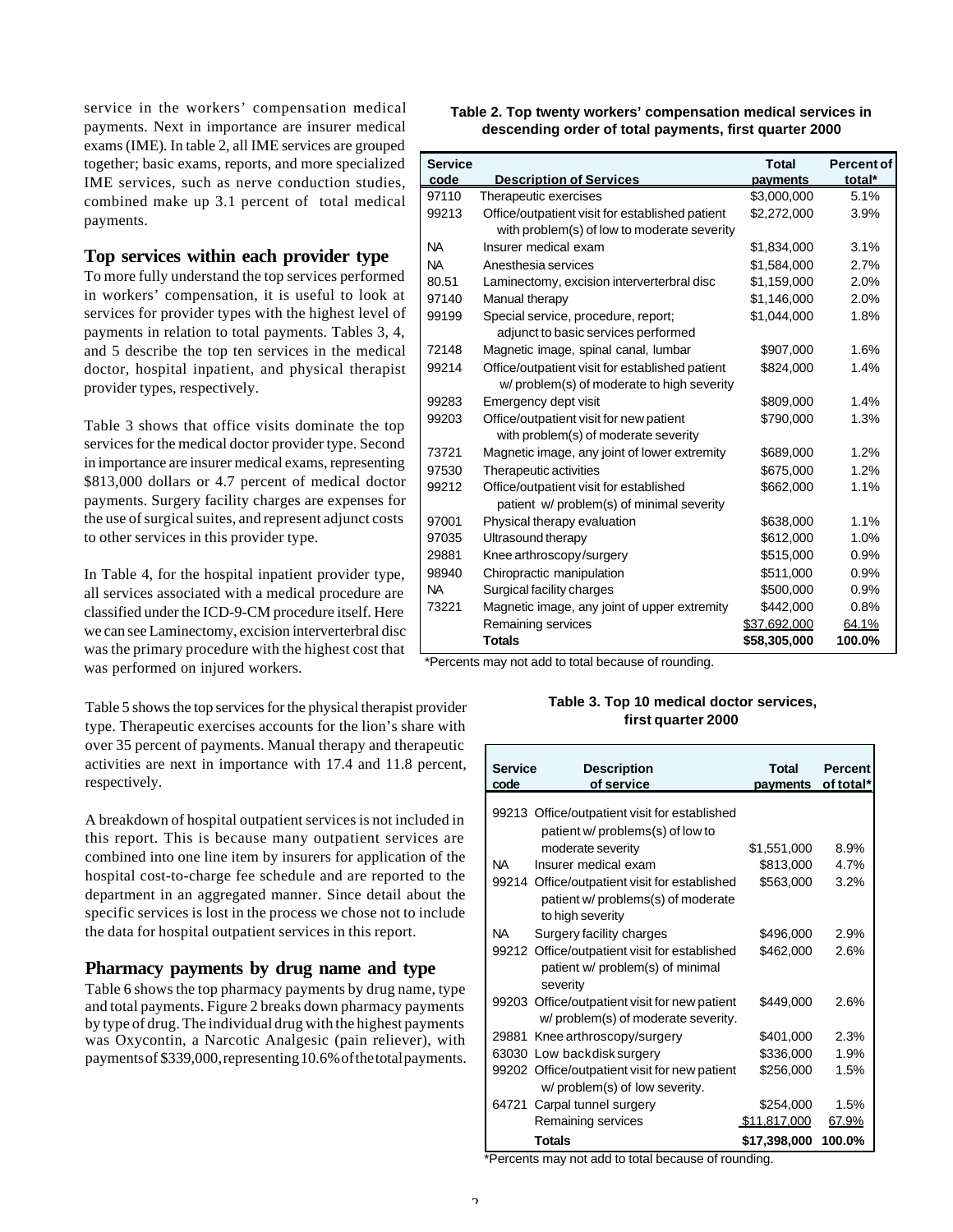service in the workers' compensation medical payments. Next in importance are insurer medical exams (IME). In table 2, all IME services are grouped together; basic exams, reports, and more specialized IME services, such as nerve conduction studies, combined make up 3.1 percent of total medical payments.

## Top services within each provider type

To more fully understand the top services performed in workers' compensation, it is useful to look at services for provider types with the highest level of payments in relation to total payments. Tables 3, 4, and 5 describe the top ten services in the medical doctor, hospital inpatient, and physical therapist provider types, respectively.

Table 3 shows that office visits dominate the top services for the medical doctor provider type. Second in importance are insurer medical exams, representing $813,000 dollars or 4.7 percent of medical doctor payments. Surgery facility charges are expenses for the use of surgical suites, and represent adjunct costs to other services in this provider type.

In Table 4, for the hospital inpatient provider type, all services associated with a medical procedure are classified under the ICD-9-CM procedure itself. Here we can see Laminectomy, excision interverterbral disc was the primary procedure with the highest cost that was performed on injured workers.

**Table 2. Top twenty workers' compensation medical services in descending order of total payments, first quarter 2000**

| Service code | Description of Services | Total payments | Percent of total* |
|---|---|---|---|
| 97110 | Therapeutic exercises | $3,000,000 | 5.1% |
| 99213 | Office/outpatient visit for established patient with problem(s) of low to moderate severity | $2,272,000 | 3.9% |
| NA | Insurer medical exam | $1,834,000 | 3.1% |
| NA | Anesthesia services | $1,584,000 | 2.7% |
| 80.51 | Laminectomy, excision interverterbral disc | $1,159,000 | 2.0% |
| 97140 | Manual therapy | $1,146,000 | 2.0% |
| 99199 | Special service, procedure, report; adjunct to basic services performed | $1,044,000 | 1.8% |
| 72148 | Magnetic image, spinal canal, lumbar | $907,000 | 1.6% |
| 99214 | Office/outpatient visit for established patient w/ problem(s) of moderate to high severity | $824,000 | 1.4% |
| 99283 | Emergency dept visit | $809,000 | 1.4% |
| 99203 | Office/outpatient visit for new patient with problem(s) of moderate severity | $790,000 | 1.3% |
| 73721 | Magnetic image, any joint of lower extremity | $689,000 | 1.2% |
| 97530 | Therapeutic activities | $675,000 | 1.2% |
| 99212 | Office/outpatient visit for established patient w/ problem(s) of minimal severity | $662,000 | 1.1% |
| 97001 | Physical therapy evaluation | $638,000 | 1.1% |
| 97035 | Ultrasound therapy | $612,000 | 1.0% |
| 29881 | Knee arthroscopy/surgery | $515,000 | 0.9% |
| 98940 | Chiropractic manipulation | $511,000 | 0.9% |
| NA | Surgical facility charges | $500,000 | 0.9% |
| 73221 | Magnetic image, any joint of upper extremity | $442,000 | 0.8% |
| | Remaining services | $37,692,000 | 64.1% |
| | **Totals** | **$58,305,000** | **100.0%** |

*Percents may not add to total because of rounding.

Table 5 shows the top services for the physical therapist provider type. Therapeutic exercises accounts for the lion's share with over 35 percent of payments. Manual therapy and therapeutic activities are next in importance with 17.4 and 11.8 percent, respectively.

A breakdown of hospital outpatient services is not included in this report. This is because many outpatient services are combined into one line item by insurers for application of the hospital cost-to-charge fee schedule and are reported to the department in an aggregated manner. Since detail about the specific services is lost in the process we chose not to include the data for hospital outpatient services in this report.

## Pharmacy payments by drug name and type

Table 6 shows the top pharmacy payments by drug name, type and total payments. Figure 2 breaks down pharmacy payments by type of drug. The individual drug with the highest payments was Oxycontin, a Narcotic Analgesic (pain reliever), with payments of $339,000, representing 10.6% of the total payments.

**Table 3. Top 10 medical doctor services, first quarter 2000**

| Service code | Description of service | Total payments | Percent of total* |
|---|---|---|---|
| 99213 | Office/outpatient visit for established patient w/ problems(s) of low to moderate severity | $1,551,000 | 8.9% |
| NA | Insurer medical exam | $813,000 | 4.7% |
| 99214 | Office/outpatient visit for established patient w/ problems(s) of moderate to high severity | $563,000 | 3.2% |
| NA | Surgery facility charges | $496,000 | 2.9% |
| 99212 | Office/outpatient visit for established patient w/ problem(s) of minimal severity | $462,000 | 2.6% |
| 99203 | Office/outpatient visit for new patient w/ problem(s) of moderate severity. | $449,000 | 2.6% |
| 29881 | Knee arthroscopy/surgery | $401,000 | 2.3% |
| 63030 | Low backdisk surgery | $336,000 | 1.9% |
| 99202 | Office/outpatient visit for new patient w/ problem(s) of low severity. | $256,000 | 1.5% |
| 64721 | Carpal tunnel surgery | $254,000 | 1.5% |
| | Remaining services | $11,817,000 | 67.9% |
| | **Totals** | **$17,398,000** | **100.0%** |

*Percents may not add to total because of rounding.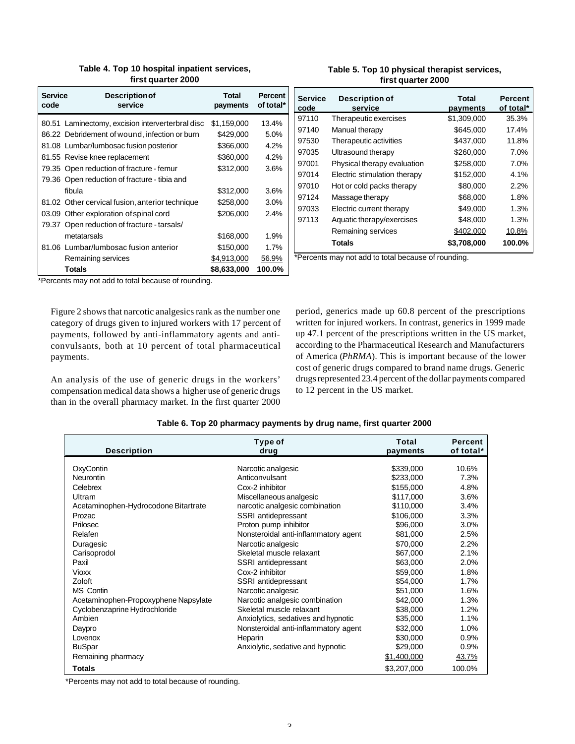**Table 4. Top 10 hospital inpatient services, first quarter 2000**

| Service code | Description of service | Total payments | Percent of total* |
|---|---|---|---|
| 80.51 | Laminectomy, excision interverterbral disc | $1,159,000 | 13.4% |
| 86.22 | Debridement of wound, infection or burn | $429,000 | 5.0% |
| 81.08 | Lumbar/lumbosac fusion posterior | $366,000 | 4.2% |
| 81.55 | Revise knee replacement | $360,000 | 4.2% |
| 79.35 | Open reduction of fracture - femur | $312,000 | 3.6% |
| 79.36 | Open reduction of fracture - tibia and fibula | $312,000 | 3.6% |
| 81.02 | Other cervical fusion, anterior technique | $258,000 | 3.0% |
| 03.09 | Other exploration of spinal cord | $206,000 | 2.4% |
| 79.37 | Open reduction of fracture - tarsals/ metatarsals | $168,000 | 1.9% |
| 81.06 | Lumbar/lumbosac fusion anterior | $150,000 | 1.7% |
| | Remaining services | $4,913,000 | 56.9% |
| | **Totals** | **$8,633,000** | **100.0%** |

*Percents may not add to total because of rounding.

**Table 5. Top 10 physical therapist services, first quarter 2000**

| Service code | Description of service | Total payments | Percent of total* |
|---|---|---|---|
| 97110 | Therapeutic exercises | $1,309,000 | 35.3% |
| 97140 | Manual therapy | $645,000 | 17.4% |
| 97530 | Therapeutic activities | $437,000 | 11.8% |
| 97035 | Ultrasound therapy | $260,000 | 7.0% |
| 97001 | Physical therapy evaluation | $258,000 | 7.0% |
| 97014 | Electric stimulation therapy | $152,000 | 4.1% |
| 97010 | Hot or cold packs therapy | $80,000 | 2.2% |
| 97124 | Massage therapy | $68,000 | 1.8% |
| 97033 | Electric current therapy | $49,000 | 1.3% |
| 97113 | Aquatic therapy/exercises | $48,000 | 1.3% |
| | Remaining services | $402,000 | 10.8% |
| | **Totals** | **$3,708,000** | **100.0%** |

*Percents may not add to total because of rounding.

Figure 2 shows that narcotic analgesics rank as the number one category of drugs given to injured workers with 17 percent of payments, followed by anti-inflammatory agents and anti-convulsants, both at 10 percent of total pharmaceutical payments.

An analysis of the use of generic drugs in the workers' compensation medical data shows a higher use of generic drugs than in the overall pharmacy market. In the first quarter 2000 period, generics made up 60.8 percent of the prescriptions written for injured workers. In contrast, generics in 1999 made up 47.1 percent of the prescriptions written in the US market, according to the Pharmaceutical Research and Manufacturers of America (*PhRMA*). This is important because of the lower cost of generic drugs compared to brand name drugs. Generic drugs represented 23.4 percent of the dollar payments compared to 12 percent in the US market.

**Table 6. Top 20 pharmacy payments by drug name, first quarter 2000**

| Description | Type of drug | Total payments | Percent of total* |
|---|---|---|---|
| OxyContin | Narcotic analgesic | $339,000 | 10.6% |
| Neurontin | Anticonvulsant | $233,000 | 7.3% |
| Celebrex | Cox-2 inhibitor | $155,000 | 4.8% |
| Ultram | Miscellaneous analgesic | $117,000 | 3.6% |
| Acetaminophen-Hydrocodone Bitartrate | narcotic analgesic combination | $110,000 | 3.4% |
| Prozac | SSRI antidepressant | $106,000 | 3.3% |
| Prilosec | Proton pump inhibitor | $96,000 | 3.0% |
| Relafen | Nonsteroidal anti-inflammatory agent | $81,000 | 2.5% |
| Duragesic | Narcotic analgesic | $70,000 | 2.2% |
| Carisoprodol | Skeletal muscle relaxant | $67,000 | 2.1% |
| Paxil | SSRI antidepressant | $63,000 | 2.0% |
| Vioxx | Cox-2 inhibitor | $59,000 | 1.8% |
| Zoloft | SSRI antidepressant | $54,000 | 1.7% |
| MS Contin | Narcotic analgesic | $51,000 | 1.6% |
| Acetaminophen-Propoxyphene Napsylate | Narcotic analgesic combination | $42,000 | 1.3% |
| Cyclobenzaprine Hydrochloride | Skeletal muscle relaxant | $38,000 | 1.2% |
| Ambien | Anxiolytics, sedatives and hypnotic | $35,000 | 1.1% |
| Daypro | Nonsteroidal anti-inflammatory agent | $32,000 | 1.0% |
| Lovenox | Heparin | $30,000 | 0.9% |
| BuSpar | Anxiolytic, sedative and hypnotic | $29,000 | 0.9% |
| Remaining pharmacy | | $1,400,000 | 43.7% |
| **Totals** | | $3,207,000 | 100.0% |

*Percents may not add to total because of rounding.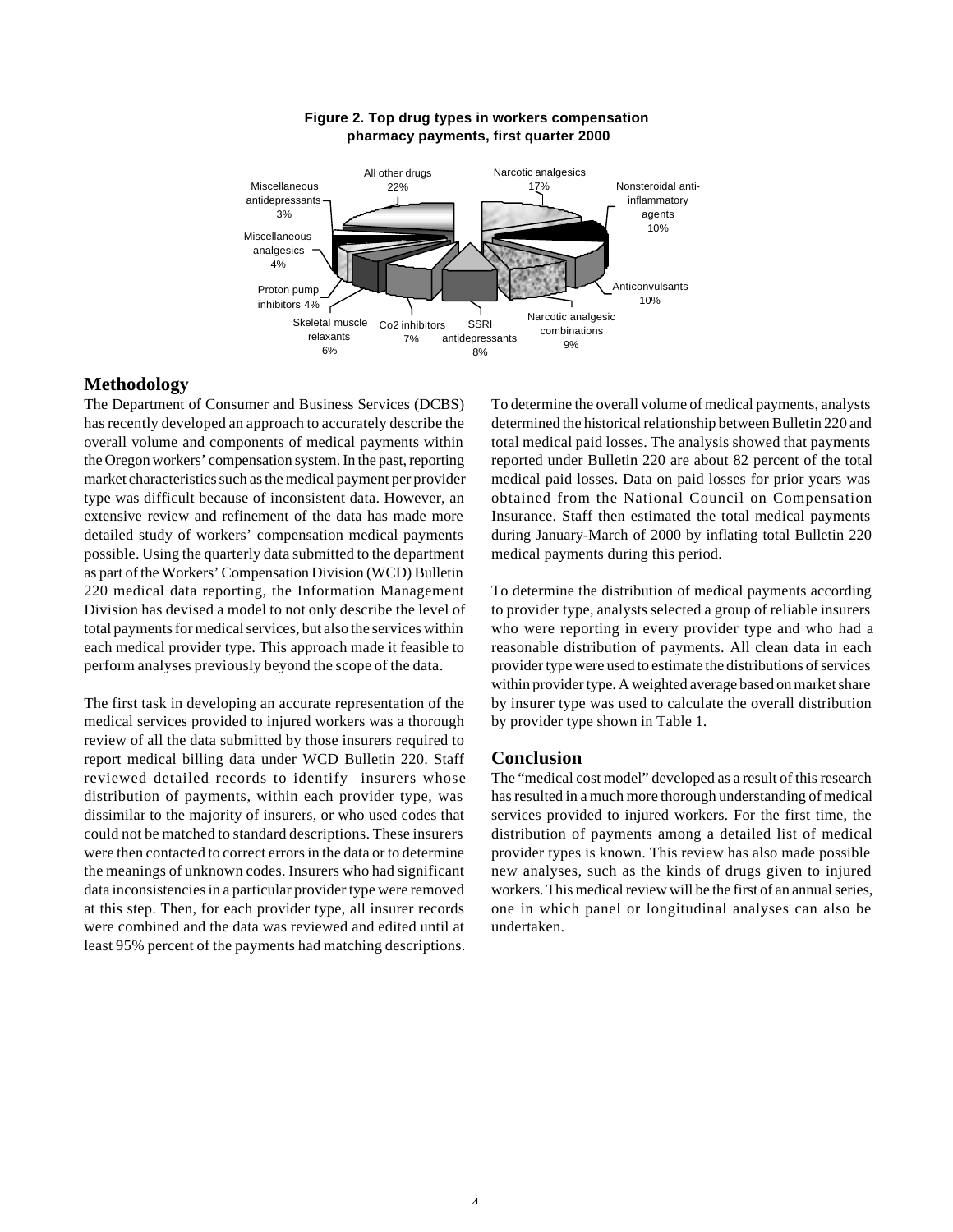**Figure 2. Top drug types in workers compensation pharmacy payments, first quarter 2000**

All other drugs 22%

Narcotic analgesics 17%

Nonsteroidal anti-inflammatory agents 10%

Anticonvulsants 10%

Narcotic analgesic combinations 9%

SSRI antidepressants 8%

Co2 inhibitors 7%

Skeletal muscle relaxants 6%

Proton pump inhibitors 4%

Miscellaneous analgesics 4%

Miscellaneous antidepressants 3%

## Methodology

The Department of Consumer and Business Services (DCBS) has recently developed an approach to accurately describe the overall volume and components of medical payments within the Oregon workers' compensation system. In the past, reporting market characteristics such as the medical payment per provider type was difficult because of inconsistent data. However, an extensive review and refinement of the data has made more detailed study of workers' compensation medical payments possible. Using the quarterly data submitted to the department as part of the Workers' Compensation Division (WCD) Bulletin 220 medical data reporting, the Information Management Division has devised a model to not only describe the level of total payments for medical services, but also the services within each medical provider type. This approach made it feasible to perform analyses previously beyond the scope of the data.

The first task in developing an accurate representation of the medical services provided to injured workers was a thorough review of all the data submitted by those insurers required to report medical billing data under WCD Bulletin 220. Staff reviewed detailed records to identify insurers whose distribution of payments, within each provider type, was dissimilar to the majority of insurers, or who used codes that could not be matched to standard descriptions. These insurers were then contacted to correct errors in the data or to determine the meanings of unknown codes. Insurers who had significant data inconsistencies in a particular provider type were removed at this step. Then, for each provider type, all insurer records were combined and the data was reviewed and edited until at least 95% percent of the payments had matching descriptions.

To determine the overall volume of medical payments, analysts determined the historical relationship between Bulletin 220 and total medical paid losses. The analysis showed that payments reported under Bulletin 220 are about 82 percent of the total medical paid losses. Data on paid losses for prior years was obtained from the National Council on Compensation Insurance. Staff then estimated the total medical payments during January-March of 2000 by inflating total Bulletin 220 medical payments during this period.

To determine the distribution of medical payments according to provider type, analysts selected a group of reliable insurers who were reporting in every provider type and who had a reasonable distribution of payments. All clean data in each provider type were used to estimate the distributions of services within provider type. A weighted average based on market share by insurer type was used to calculate the overall distribution by provider type shown in Table 1.

## Conclusion

The "medical cost model" developed as a result of this research has resulted in a much more thorough understanding of medical services provided to injured workers. For the first time, the distribution of payments among a detailed list of medical provider types is known. This review has also made possible new analyses, such as the kinds of drugs given to injured workers. This medical review will be the first of an annual series, one in which panel or longitudinal analyses can also be undertaken.